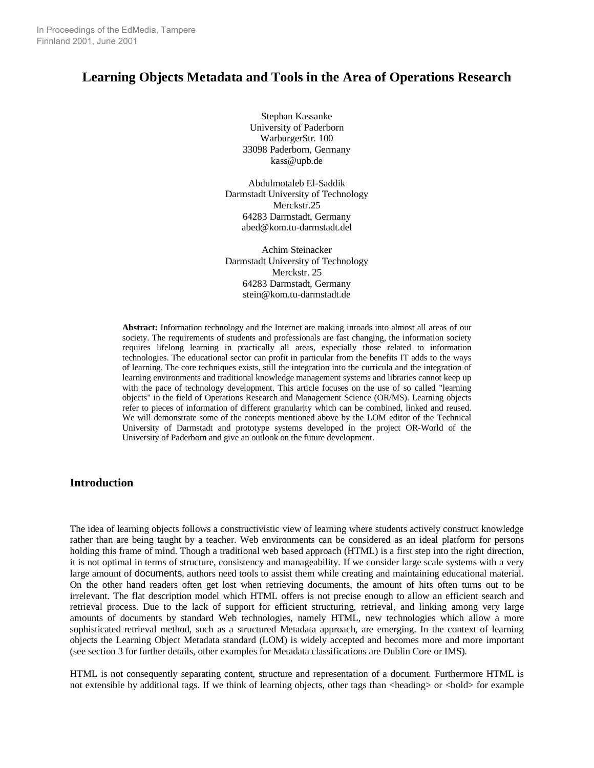In Proceedings of the EdMedia, Tampere Finnland 2001, June 2001

# Learning Objects Metadata and Tools in the Area of Operations Research

Stephan Kassanke
University of Paderborn
WarburgerStr. 100
33098 Paderborn, Germany
kass@upb.de

Abdulmotaleb El-Saddik
Darmstadt University of Technology
Merckstr.25
64283 Darmstadt, Germany
abed@kom.tu-darmstadt.del

Achim Steinacker
Darmstadt University of Technology
Merckstr. 25
64283 Darmstadt, Germany
stein@kom.tu-darmstadt.de

**Abstract:** Information technology and the Internet are making inroads into almost all areas of our society. The requirements of students and professionals are fast changing, the information society requires lifelong learning in practically all areas, especially those related to information technologies. The educational sector can profit in particular from the benefits IT adds to the ways of learning. The core techniques exists, still the integration into the curricula and the integration of learning environments and traditional knowledge management systems and libraries cannot keep up with the pace of technology development. This article focuses on the use of so called "learning objects" in the field of Operations Research and Management Science (OR/MS). Learning objects refer to pieces of information of different granularity which can be combined, linked and reused. We will demonstrate some of the concepts mentioned above by the LOM editor of the Technical University of Darmstadt and prototype systems developed in the project OR-World of the University of Paderborn and give an outlook on the future development.

## Introduction

The idea of learning objects follows a constructivistic view of learning where students actively construct knowledge rather than are being taught by a teacher. Web environments can be considered as an ideal platform for persons holding this frame of mind. Though a traditional web based approach (HTML) is a first step into the right direction, it is not optimal in terms of structure, consistency and manageability. If we consider large scale systems with a very large amount of documents, authors need tools to assist them while creating and maintaining educational material. On the other hand readers often get lost when retrieving documents, the amount of hits often turns out to be irrelevant. The flat description model which HTML offers is not precise enough to allow an efficient search and retrieval process. Due to the lack of support for efficient structuring, retrieval, and linking among very large amounts of documents by standard Web technologies, namely HTML, new technologies which allow a more sophisticated retrieval method, such as a structured Metadata approach, are emerging. In the context of learning objects the Learning Object Metadata standard (LOM) is widely accepted and becomes more and more important (see section 3 for further details, other examples for Metadata classifications are Dublin Core or IMS).

HTML is not consequently separating content, structure and representation of a document. Furthermore HTML is not extensible by additional tags. If we think of learning objects, other tags than <heading> or <bold> for example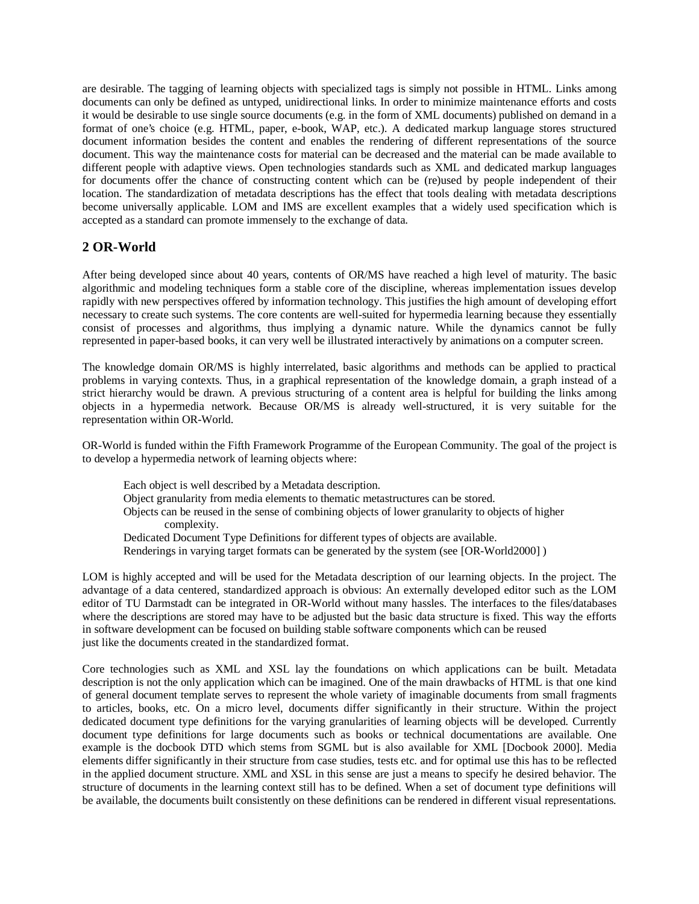are desirable. The tagging of learning objects with specialized tags is simply not possible in HTML. Links among documents can only be defined as untyped, unidirectional links. In order to minimize maintenance efforts and costs it would be desirable to use single source documents (e.g. in the form of XML documents) published on demand in a format of one's choice (e.g. HTML, paper, e-book, WAP, etc.). A dedicated markup language stores structured document information besides the content and enables the rendering of different representations of the source document. This way the maintenance costs for material can be decreased and the material can be made available to different people with adaptive views. Open technologies standards such as XML and dedicated markup languages for documents offer the chance of constructing content which can be (re)used by people independent of their location. The standardization of metadata descriptions has the effect that tools dealing with metadata descriptions become universally applicable. LOM and IMS are excellent examples that a widely used specification which is accepted as a standard can promote immensely to the exchange of data.

## 2 OR-World

After being developed since about 40 years, contents of OR/MS have reached a high level of maturity. The basic algorithmic and modeling techniques form a stable core of the discipline, whereas implementation issues develop rapidly with new perspectives offered by information technology. This justifies the high amount of developing effort necessary to create such systems. The core contents are well-suited for hypermedia learning because they essentially consist of processes and algorithms, thus implying a dynamic nature. While the dynamics cannot be fully represented in paper-based books, it can very well be illustrated interactively by animations on a computer screen.

The knowledge domain OR/MS is highly interrelated, basic algorithms and methods can be applied to practical problems in varying contexts. Thus, in a graphical representation of the knowledge domain, a graph instead of a strict hierarchy would be drawn. A previous structuring of a content area is helpful for building the links among objects in a hypermedia network. Because OR/MS is already well-structured, it is very suitable for the representation within OR-World.

OR-World is funded within the Fifth Framework Programme of the European Community. The goal of the project is to develop a hypermedia network of learning objects where:

- Each object is well described by a Metadata description.
- Object granularity from media elements to thematic metastructures can be stored.
- Objects can be reused in the sense of combining objects of lower granularity to objects of higher complexity.
- Dedicated Document Type Definitions for different types of objects are available.
- Renderings in varying target formats can be generated by the system (see [OR-World2000] )

LOM is highly accepted and will be used for the Metadata description of our learning objects. In the project. The advantage of a data centered, standardized approach is obvious: An externally developed editor such as the LOM editor of TU Darmstadt can be integrated in OR-World without many hassles. The interfaces to the files/databases where the descriptions are stored may have to be adjusted but the basic data structure is fixed. This way the efforts in software development can be focused on building stable software components which can be reused just like the documents created in the standardized format.

Core technologies such as XML and XSL lay the foundations on which applications can be built. Metadata description is not the only application which can be imagined. One of the main drawbacks of HTML is that one kind of general document template serves to represent the whole variety of imaginable documents from small fragments to articles, books, etc. On a micro level, documents differ significantly in their structure. Within the project dedicated document type definitions for the varying granularities of learning objects will be developed. Currently document type definitions for large documents such as books or technical documentations are available. One example is the docbook DTD which stems from SGML but is also available for XML [Docbook 2000]. Media elements differ significantly in their structure from case studies, tests etc. and for optimal use this has to be reflected in the applied document structure. XML and XSL in this sense are just a means to specify he desired behavior. The structure of documents in the learning context still has to be defined. When a set of document type definitions will be available, the documents built consistently on these definitions can be rendered in different visual representations.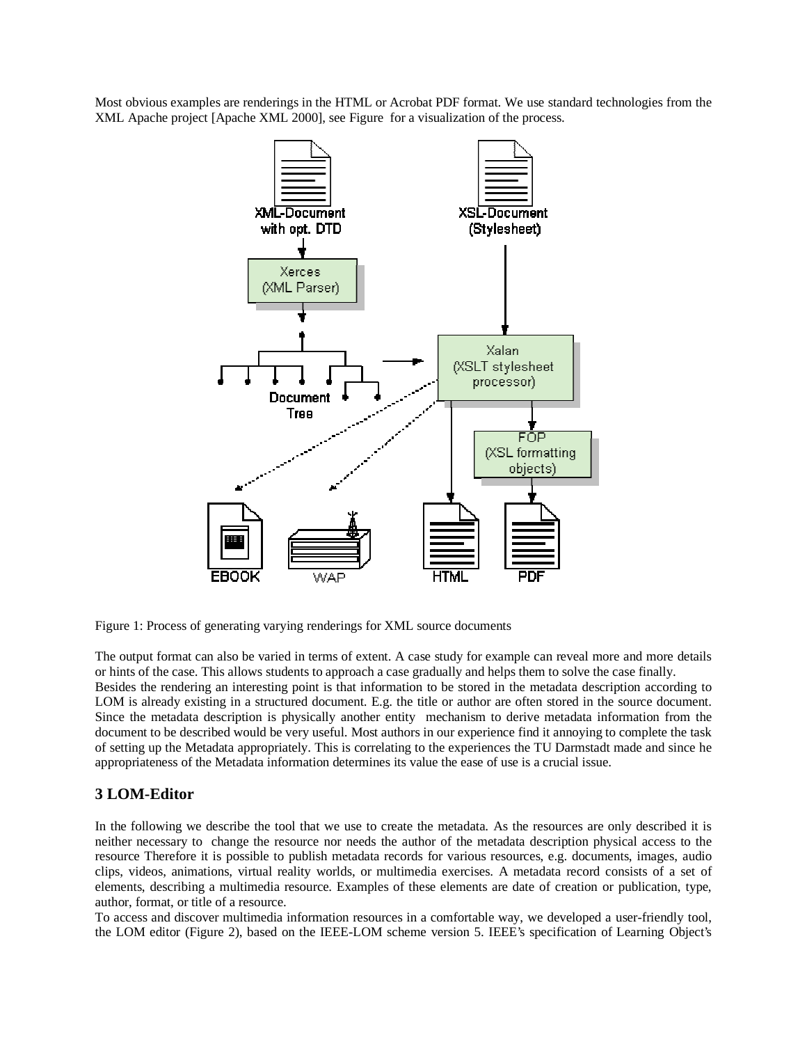Most obvious examples are renderings in the HTML or Acrobat PDF format. We use standard technologies from the XML Apache project [Apache XML 2000], see Figure  for a visualization of the process.

Figure 1: Process of generating varying renderings for XML source documents

The output format can also be varied in terms of extent. A case study for example can reveal more and more details or hints of the case. This allows students to approach a case gradually and helps them to solve the case finally.
Besides the rendering an interesting point is that information to be stored in the metadata description according to LOM is already existing in a structured document. E.g. the title or author are often stored in the source document. Since the metadata description is physically another entity  mechanism to derive metadata information from the document to be described would be very useful. Most authors in our experience find it annoying to complete the task of setting up the Metadata appropriately. This is correlating to the experiences the TU Darmstadt made and since he appropriateness of the Metadata information determines its value the ease of use is a crucial issue.

## 3 LOM-Editor

In the following we describe the tool that we use to create the metadata. As the resources are only described it is neither necessary to  change the resource nor needs the author of the metadata description physical access to the resource Therefore it is possible to publish metadata records for various resources, e.g. documents, images, audio clips, videos, animations, virtual reality worlds, or multimedia exercises. A metadata record consists of a set of elements, describing a multimedia resource. Examples of these elements are date of creation or publication, type, author, format, or title of a resource.
To access and discover multimedia information resources in a comfortable way, we developed a user-friendly tool, the LOM editor (Figure 2), based on the IEEE-LOM scheme version 5. IEEE's specification of Learning Object's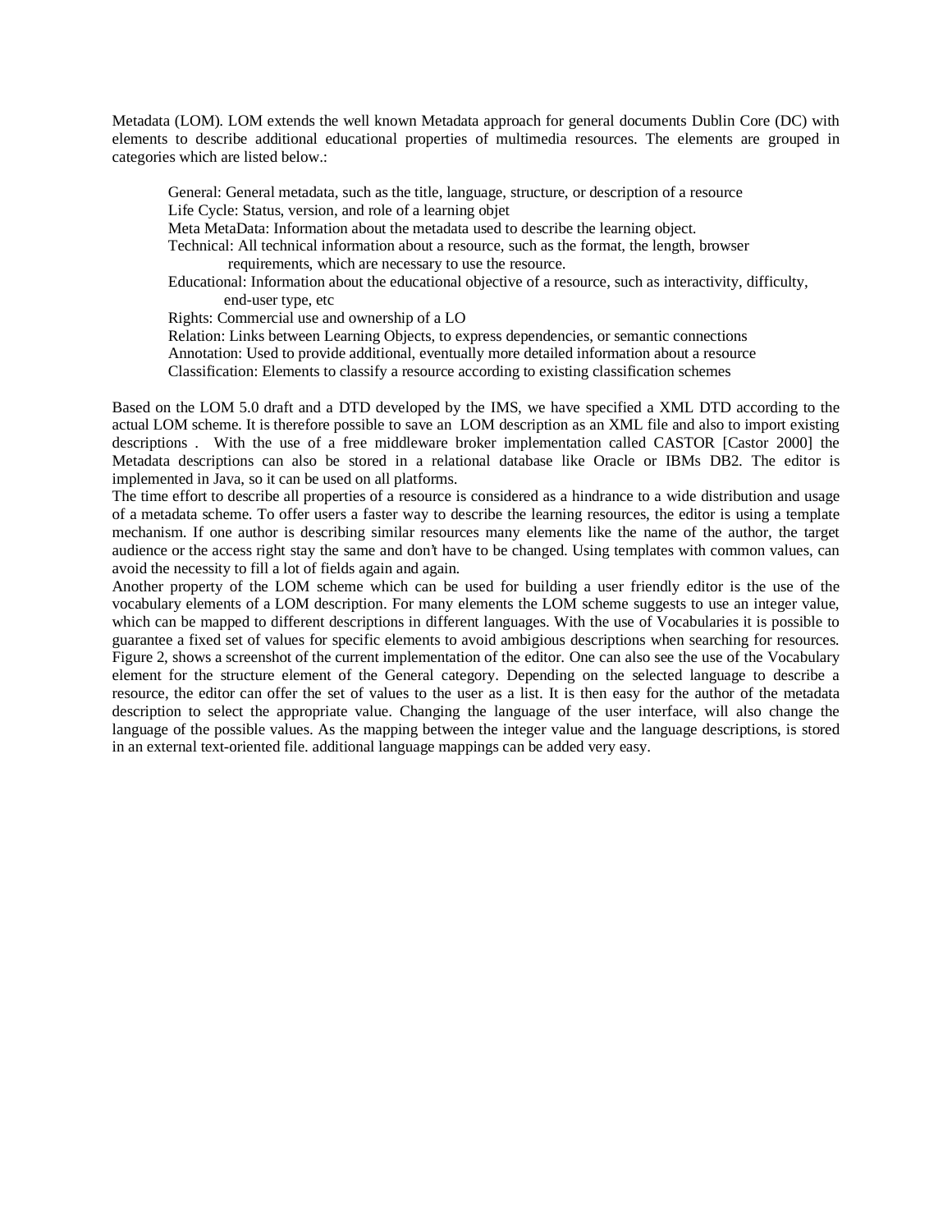Metadata (LOM). LOM extends the well known Metadata approach for general documents Dublin Core (DC) with elements to describe additional educational properties of multimedia resources. The elements are grouped in categories which are listed below.:

General: General metadata, such as the title, language, structure, or description of a resource
Life Cycle: Status, version, and role of a learning objet
Meta MetaData: Information about the metadata used to describe the learning object.
Technical: All technical information about a resource, such as the format, the length, browser requirements, which are necessary to use the resource.
Educational: Information about the educational objective of a resource, such as interactivity, difficulty, end-user type, etc
Rights: Commercial use and ownership of a LO
Relation: Links between Learning Objects, to express dependencies, or semantic connections
Annotation: Used to provide additional, eventually more detailed information about a resource
Classification: Elements to classify a resource according to existing classification schemes

Based on the LOM 5.0 draft and a DTD developed by the IMS, we have specified a XML DTD according to the actual LOM scheme. It is therefore possible to save an LOM description as an XML file and also to import existing descriptions . With the use of a free middleware broker implementation called CASTOR [Castor 2000] the Metadata descriptions can also be stored in a relational database like Oracle or IBMs DB2. The editor is implemented in Java, so it can be used on all platforms.
The time effort to describe all properties of a resource is considered as a hindrance to a wide distribution and usage of a metadata scheme. To offer users a faster way to describe the learning resources, the editor is using a template mechanism. If one author is describing similar resources many elements like the name of the author, the target audience or the access right stay the same and don't have to be changed. Using templates with common values, can avoid the necessity to fill a lot of fields again and again.
Another property of the LOM scheme which can be used for building a user friendly editor is the use of the vocabulary elements of a LOM description. For many elements the LOM scheme suggests to use an integer value, which can be mapped to different descriptions in different languages. With the use of Vocabularies it is possible to guarantee a fixed set of values for specific elements to avoid ambigious descriptions when searching for resources. Figure 2, shows a screenshot of the current implementation of the editor. One can also see the use of the Vocabulary element for the structure element of the General category. Depending on the selected language to describe a resource, the editor can offer the set of values to the user as a list. It is then easy for the author of the metadata description to select the appropriate value. Changing the language of the user interface, will also change the language of the possible values. As the mapping between the integer value and the language descriptions, is stored in an external text-oriented file. additional language mappings can be added very easy.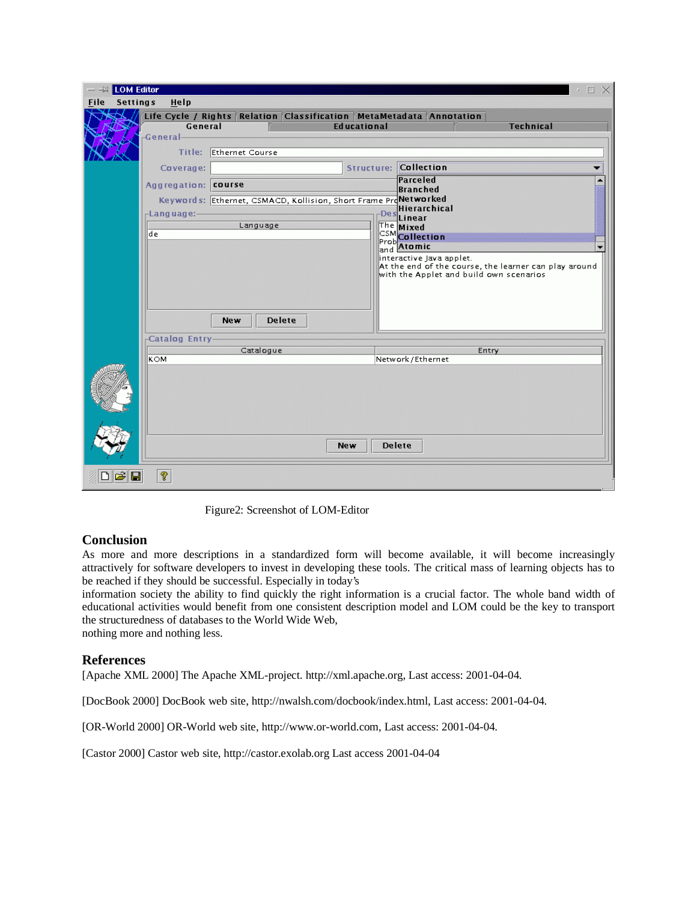Figure2: Screenshot of LOM-Editor

## Conclusion

As more and more descriptions in a standardized form will become available, it will become increasingly attractively for software developers to invest in developing these tools. The critical mass of learning objects has to be reached if they should be successful. Especially in today's information society the ability to find quickly the right information is a crucial factor. The whole band width of educational activities would benefit from one consistent description model and LOM could be the key to transport the structuredness of databases to the World Wide Web, nothing more and nothing less.

## References

[Apache XML 2000] The Apache XML-project. http://xml.apache.org, Last access: 2001-04-04.

[DocBook 2000] DocBook web site, http://nwalsh.com/docbook/index.html, Last access: 2001-04-04.

[OR-World 2000] OR-World web site, http://www.or-world.com, Last access: 2001-04-04.

[Castor 2000] Castor web site, http://castor.exolab.org Last access 2001-04-04